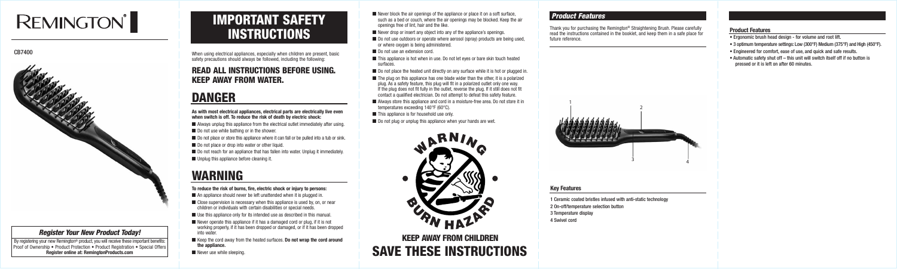# REMINGTON®

CB7400

### *Register Your New Product Today!*

By registering your new Remington® product, you will receive these important benefits: Proof of Ownership • Product Protection • Product Registration • Special Offers
**Register online at: RemingtonProducts.com**

# IMPORTANT SAFETY INSTRUCTIONS

When using electrical appliances, especially when children are present, basic safety precautions should always be followed, including the following:

## READ ALL INSTRUCTIONS BEFORE USING. KEEP AWAY FROM WATER.

# DANGER

**As with most electrical appliances, electrical parts are electrically live even when switch is off. To reduce the risk of death by electric shock:**

- Always unplug this appliance from the electrical outlet immediately after using.
- Do not use while bathing or in the shower.
- Do not place or store this appliance where it can fall or be pulled into a tub or sink.
- Do not place or drop into water or other liquid.
- Do not reach for an appliance that has fallen into water. Unplug it immediately.
- Unplug this appliance before cleaning it.

# WARNING

**To reduce the risk of burns, fire, electric shock or injury to persons:**

- An appliance should never be left unattended when it is plugged in.
- Close supervision is necessary when this appliance is used by, on, or near children or individuals with certain disabilities or special needs.
- Use this appliance only for its intended use as described in this manual.
- Never operate this appliance if it has a damaged cord or plug, if it is not working properly, if it has been dropped or damaged, or if it has been dropped into water.
- Keep the cord away from the heated surfaces. **Do not wrap the cord around the appliance.**
- Never use while sleeping.
- Never block the air openings of the appliance or place it on a soft surface, such as a bed or couch, where the air openings may be blocked. Keep the air openings free of lint, hair and the like.
- Never drop or insert any object into any of the appliance's openings.
- Do not use outdoors or operate where aerosol (spray) products are being used, or where oxygen is being administered.
- Do not use an extension cord.
- This appliance is hot when in use. Do not let eyes or bare skin touch heated surfaces.
- Do not place the heated unit directly on any surface while it is hot or plugged in.
- The plug on this appliance has one blade wider than the other, it is a polarized plug. As a safety feature, this plug will fit in a polarized outlet only one way. If the plug does not fit fully in the outlet, reverse the plug. If it still does not fit contact a qualified electrician. Do not attempt to defeat this safety feature.
- Always store this appliance and cord in a moisture-free area. Do not store it in temperatures exceeding 140°F (60°C).
- This appliance is for household use only.
- Do not plug or unplug this appliance when your hands are wet.

WARNING BURN HAZARD

## KEEP AWAY FROM CHILDREN
# SAVE THESE INSTRUCTIONS

### *Product Features*

Thank you for purchasing the Remington® Straightening Brush. Please carefully read the instructions contained in the booklet, and keep them in a safe place for future reference.

### Key Features

1 Ceramic coated bristles infused with anti-static technology
2 On-off/temperature selection button
3 Temperature display
4 Swivel cord

### Product Features

- Ergonomic brush head design - for volume and root lift.
- 3 optimum temperature settings: Low (300°F) Medium (375°F) and High (450°F).
- Engineered for comfort, ease of use, and quick and safe results.
- Automatic safety shut off – this unit will switch itself off if no button is pressed or it is left on after 60 minutes.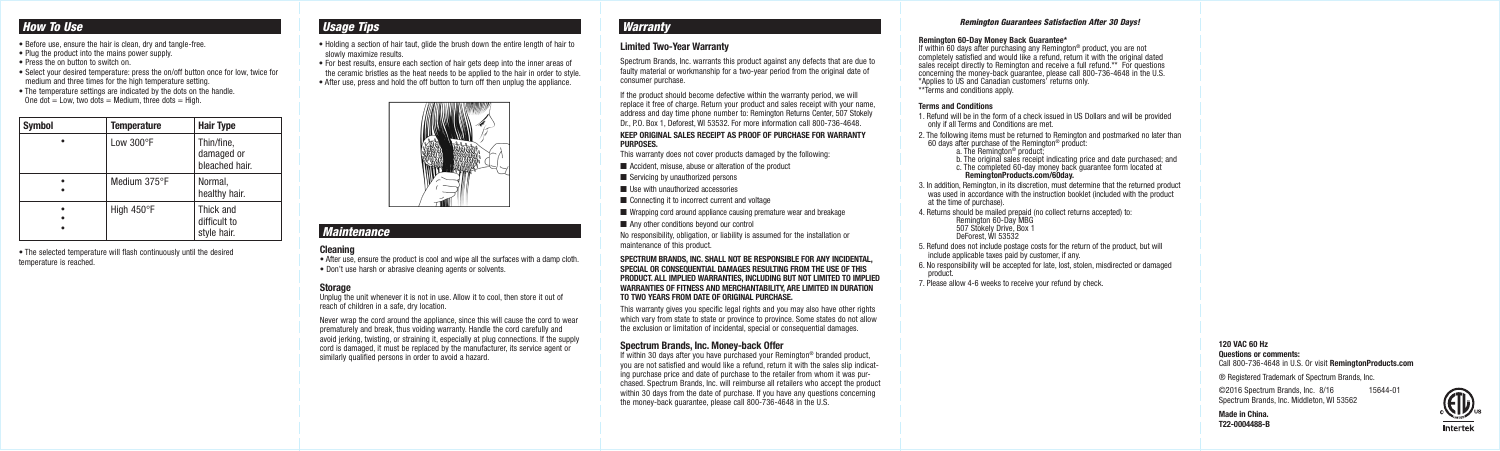## How To Use

- Before use, ensure the hair is clean, dry and tangle-free.
- Plug the product into the mains power supply.
- Press the on button to switch on.
- Select your desired temperature: press the on/off button once for low, twice for medium and three times for the high temperature setting.
- The temperature settings are indicated by the dots on the handle. One dot = Low, two dots = Medium, three dots = High.

| Symbol | Temperature | Hair Type |
|---|---|---|
| • | Low 300°F | Thin/fine, damaged or bleached hair. |
| • • | Medium 375°F | Normal, healthy hair. |
| • • • | High 450°F | Thick and difficult to style hair. |

- The selected temperature will flash continuously until the desired temperature is reached.

## Usage Tips

- Holding a section of hair taut, glide the brush down the entire length of hair to slowly maximize results.
- For best results, ensure each section of hair gets deep into the inner areas of the ceramic bristles as the heat needs to be applied to the hair in order to style.
- After use, press and hold the off button to turn off then unplug the appliance.

## Maintenance

### Cleaning

- After use, ensure the product is cool and wipe all the surfaces with a damp cloth.
- Don't use harsh or abrasive cleaning agents or solvents.

### Storage

Unplug the unit whenever it is not in use. Allow it to cool, then store it out of reach of children in a safe, dry location.

Never wrap the cord around the appliance, since this will cause the cord to wear prematurely and break, thus voiding warranty. Handle the cord carefully and avoid jerking, twisting, or straining it, especially at plug connections. If the supply cord is damaged, it must be replaced by the manufacturer, its service agent or similarly qualified persons in order to avoid a hazard.

## Warranty

### Limited Two-Year Warranty

Spectrum Brands, Inc. warrants this product against any defects that are due to faulty material or workmanship for a two-year period from the original date of consumer purchase.

If the product should become defective within the warranty period, we will replace it free of charge. Return your product and sales receipt with your name, address and day time phone number to: Remington Returns Center, 507 Stokely Dr., P.O. Box 1, Deforest, WI 53532. For more information call 800-736-4648.

**KEEP ORIGINAL SALES RECEIPT AS PROOF OF PURCHASE FOR WARRANTY PURPOSES.**

This warranty does not cover products damaged by the following:

- Accident, misuse, abuse or alteration of the product
- Servicing by unauthorized persons
- Use with unauthorized accessories
- Connecting it to incorrect current and voltage
- Wrapping cord around appliance causing premature wear and breakage
- Any other conditions beyond our control

No responsibility, obligation, or liability is assumed for the installation or maintenance of this product.

**SPECTRUM BRANDS, INC. SHALL NOT BE RESPONSIBLE FOR ANY INCIDENTAL, SPECIAL OR CONSEQUENTIAL DAMAGES RESULTING FROM THE USE OF THIS PRODUCT. ALL IMPLIED WARRANTIES, INCLUDING BUT NOT LIMITED TO IMPLIED WARRANTIES OF FITNESS AND MERCHANTABILITY, ARE LIMITED IN DURATION TO TWO YEARS FROM DATE OF ORIGINAL PURCHASE.**

This warranty gives you specific legal rights and you may also have other rights which vary from state to state or province to province. Some states do not allow the exclusion or limitation of incidental, special or consequential damages.

### Spectrum Brands, Inc. Money-back Offer

If within 30 days after you have purchased your Remington® branded product, you are not satisfied and would like a refund, return it with the sales slip indicating purchase price and date of purchase to the retailer from whom it was purchased. Spectrum Brands, Inc. will reimburse all retailers who accept the product within 30 days from the date of purchase. If you have any questions concerning the money-back guarantee, please call 800-736-4648 in the U.S.

#### *Remington Guarantees Satisfaction After 30 Days!*

**Remington 60-Day Money Back Guarantee\***

If within 60 days after purchasing any Remington® product, you are not completely satisfied and would like a refund, return it with the original dated sales receipt directly to Remington and receive a full refund.\*\* For questions concerning the money-back guarantee, please call 800-736-4648 in the U.S.

\*Applies to US and Canadian customers' returns only.

\*\*Terms and conditions apply.

**Terms and Conditions**

1. Refund will be in the form of a check issued in US Dollars and will be provided only if all Terms and Conditions are met.
2. The following items must be returned to Remington and postmarked no later than 60 days after purchase of the Remington® product:
   a. The Remington® product;
   b. The original sales receipt indicating price and date purchased; and
   c. The completed 60-day money back guarantee form located at **RemingtonProducts.com/60day.**
3. In addition, Remington, in its discretion, must determine that the returned product was used in accordance with the instruction booklet (included with the product at the time of purchase).
4. Returns should be mailed prepaid (no collect returns accepted) to:
   Remington 60-Day MBG
   507 Stokely Drive, Box 1
   DeForest, WI 53532
5. Refund does not include postage costs for the return of the product, but will include applicable taxes paid by customer, if any.
6. No responsibility will be accepted for late, lost, stolen, misdirected or damaged product.
7. Please allow 4-6 weeks to receive your refund by check.

**120 VAC 60 Hz**

**Questions or comments:**
Call 800-736-4648 in U.S. Or visit **RemingtonProducts.com**

® Registered Trademark of Spectrum Brands, Inc.

©2016 Spectrum Brands, Inc. 8/16 15644-01
Spectrum Brands, Inc. Middleton, WI 53562

**Made in China.**
**T22-0004488-B**

Intertek